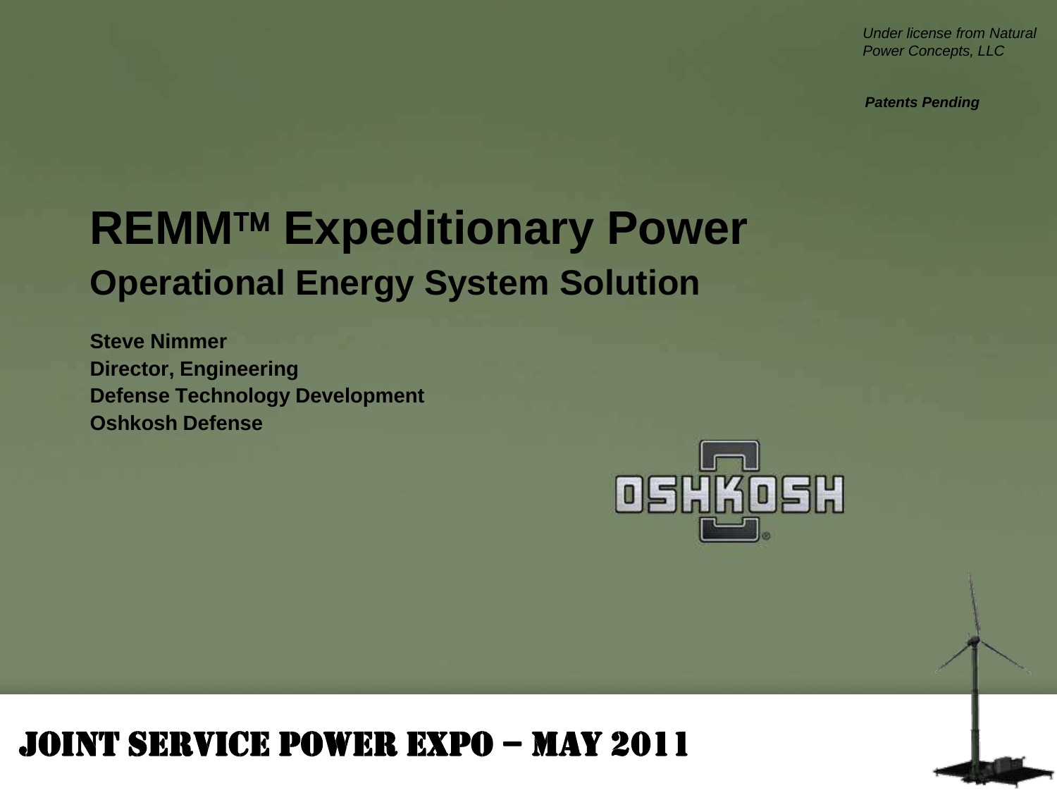*Under license from Natural Power Concepts, LLC*

***Patents Pending***

# REMM™ Expeditionary Power

## Operational Energy System Solution

**Steve Nimmer**
**Director, Engineering**
**Defense Technology Development**
**Oshkosh Defense**

OSHKOSH

JOINT SERVICE POWER EXPO – MAY 2011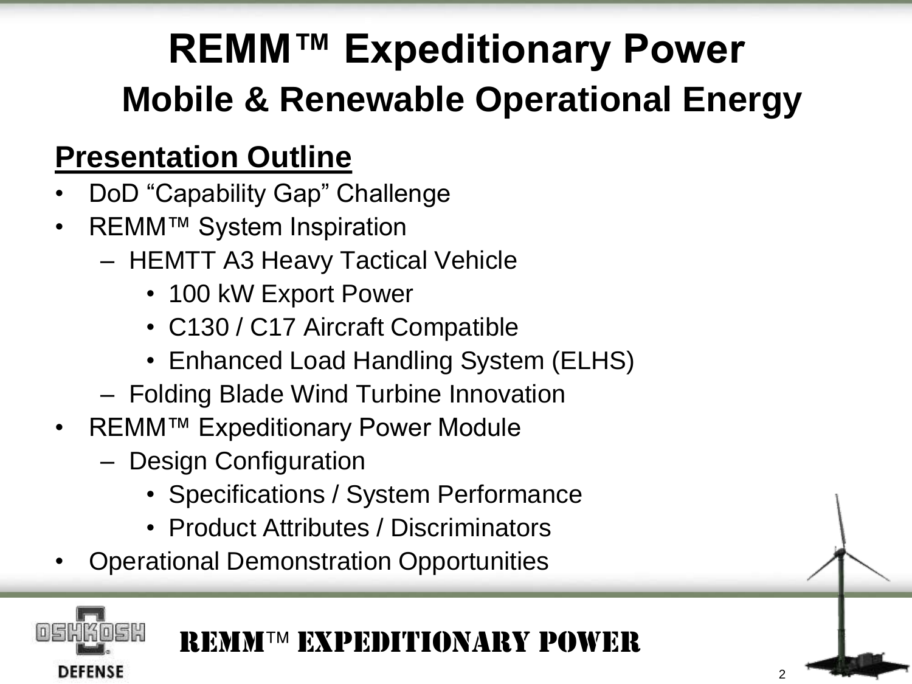# REMM™ Expeditionary Power
## Mobile & Renewable Operational Energy

### Presentation Outline

- DoD "Capability Gap" Challenge
- REMM™ System Inspiration
  - HEMTT A3 Heavy Tactical Vehicle
    - 100 kW Export Power
    - C130 / C17 Aircraft Compatible
    - Enhanced Load Handling System (ELHS)
  - Folding Blade Wind Turbine Innovation
- REMM™ Expeditionary Power Module
  - Design Configuration
    - Specifications / System Performance
    - Product Attributes / Discriminators
- Operational Demonstration Opportunities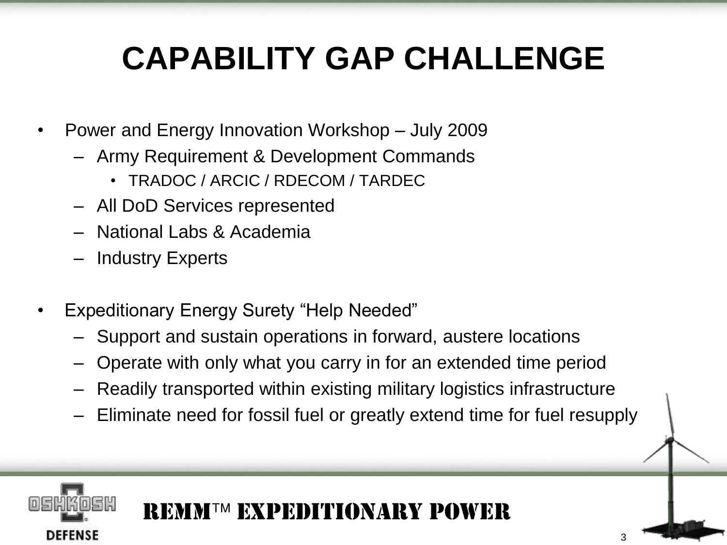# CAPABILITY GAP CHALLENGE

- Power and Energy Innovation Workshop – July 2009
  - Army Requirement & Development Commands
    - TRADOC / ARCIC / RDECOM / TARDEC
  - All DoD Services represented
  - National Labs & Academia
  - Industry Experts
- Expeditionary Energy Surety "Help Needed"
  - Support and sustain operations in forward, austere locations
  - Operate with only what you carry in for an extended time period
  - Readily transported within existing military logistics infrastructure
  - Eliminate need for fossil fuel or greatly extend time for fuel resupply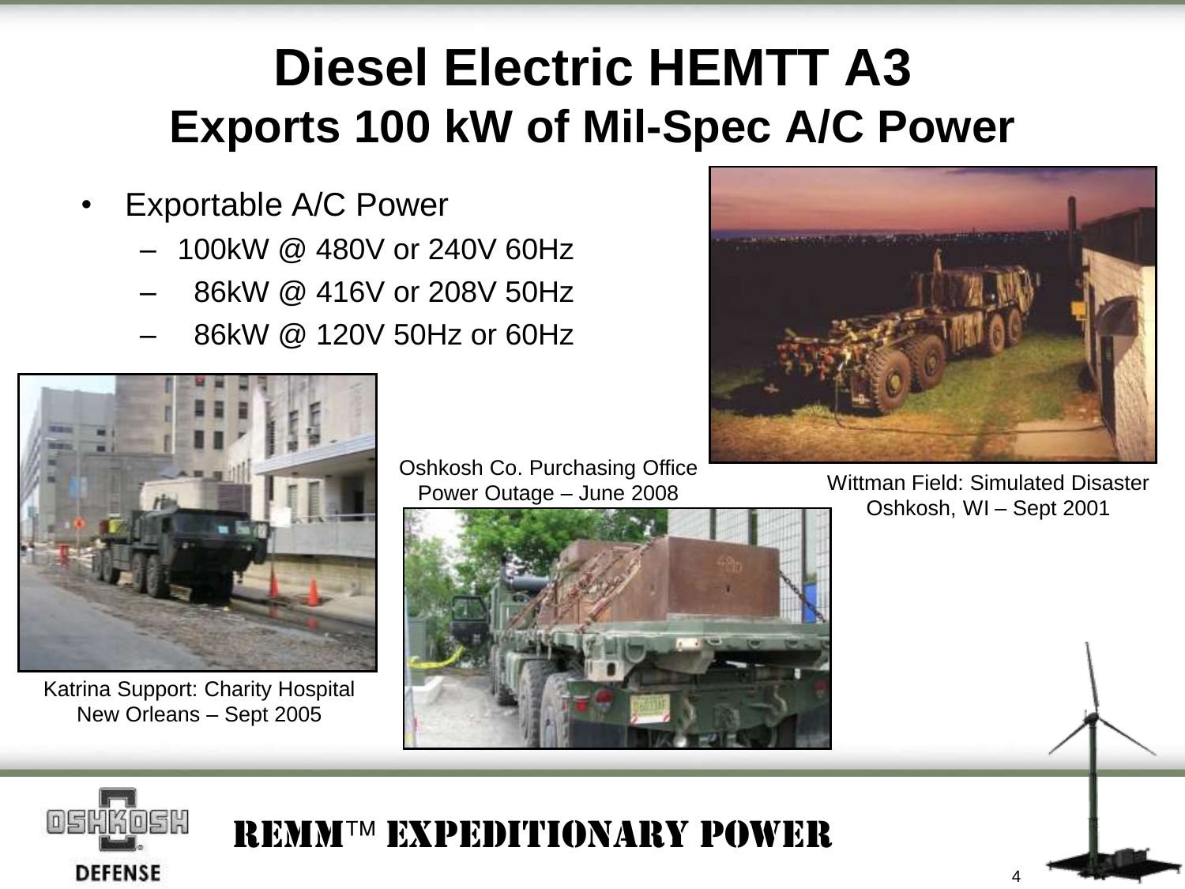# Diesel Electric HEMTT A3

## Exports 100 kW of Mil-Spec A/C Power

- Exportable A/C Power
  - 100kW @ 480V or 240V 60Hz
  - 86kW @ 416V or 208V 50Hz
  - 86kW @ 120V 50Hz or 60Hz

Katrina Support: Charity Hospital New Orleans – Sept 2005

Oshkosh Co. Purchasing Office Power Outage – June 2008

Wittman Field: Simulated Disaster Oshkosh, WI – Sept 2001

REMM™ EXPEDITIONARY POWER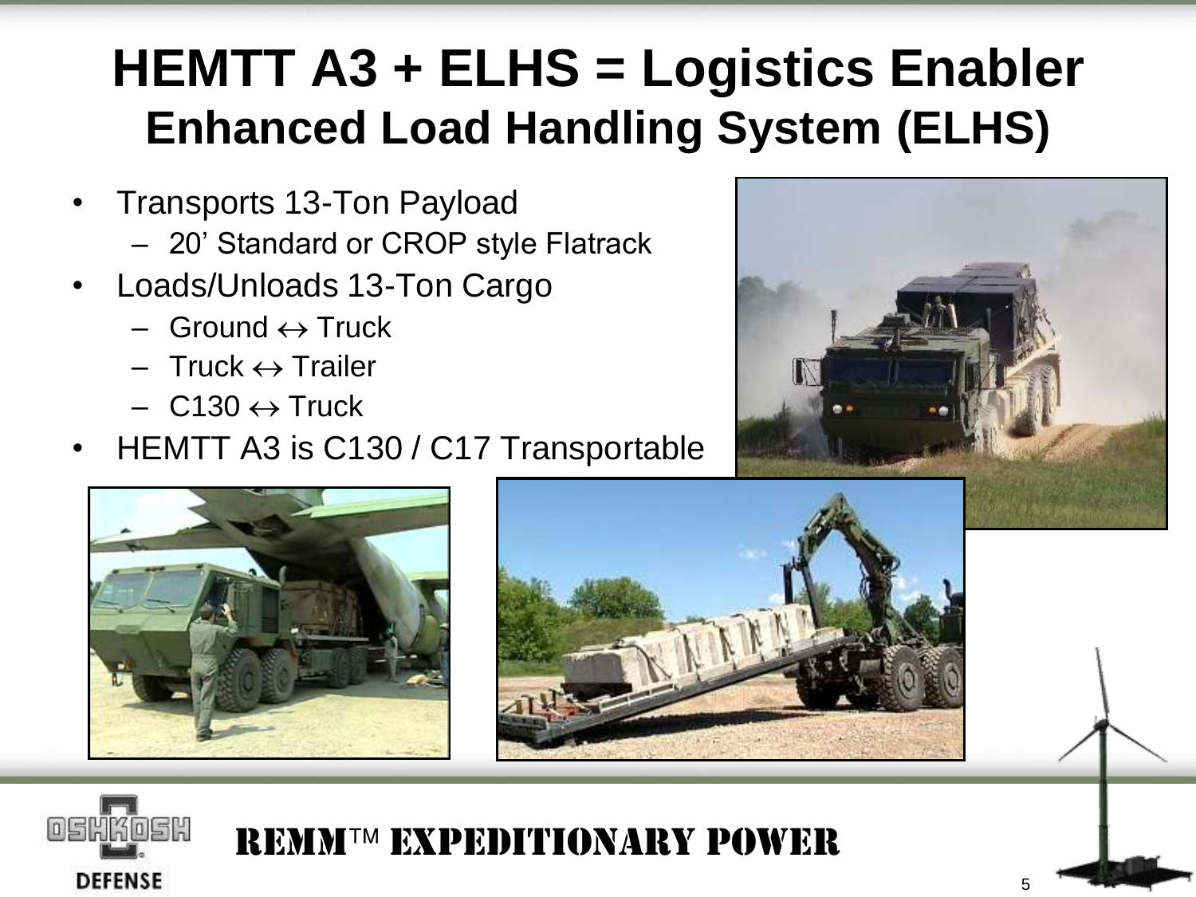# HEMTT A3 + ELHS = Logistics Enabler

## Enhanced Load Handling System (ELHS)

- Transports 13-Ton Payload
  - 20' Standard or CROP style Flatrack
- Loads/Unloads 13-Ton Cargo
  - Ground ↔ Truck
  - Truck ↔ Trailer
  - C130 ↔ Truck
- HEMTT A3 is C130 / C17 Transportable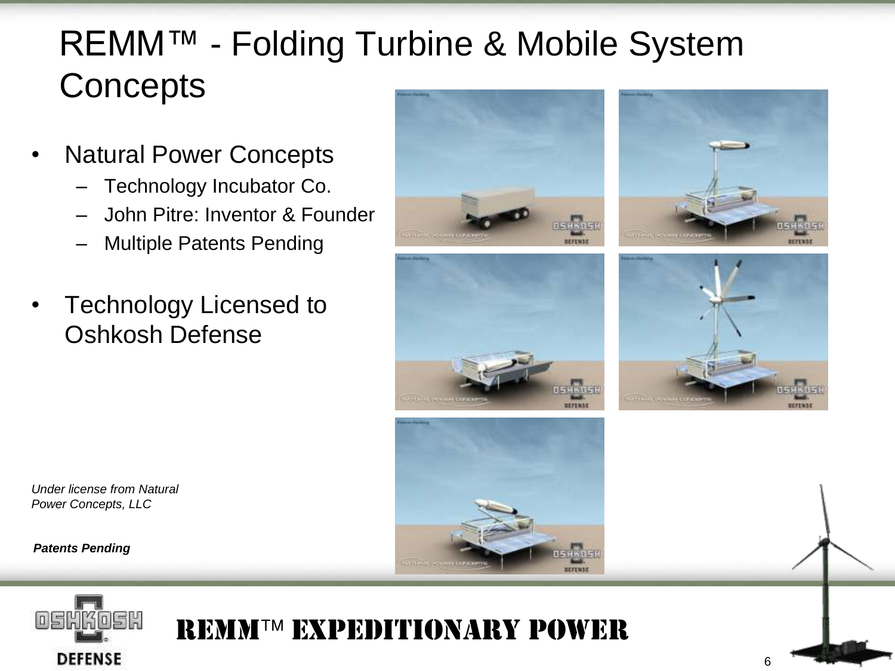# REMM™ - Folding Turbine & Mobile System Concepts

- Natural Power Concepts
  - Technology Incubator Co.
  - John Pitre: Inventor & Founder
  - Multiple Patents Pending
- Technology Licensed to Oshkosh Defense

*Under license from Natural Power Concepts, LLC*

***Patents Pending***

REMM™ EXPEDITIONARY POWER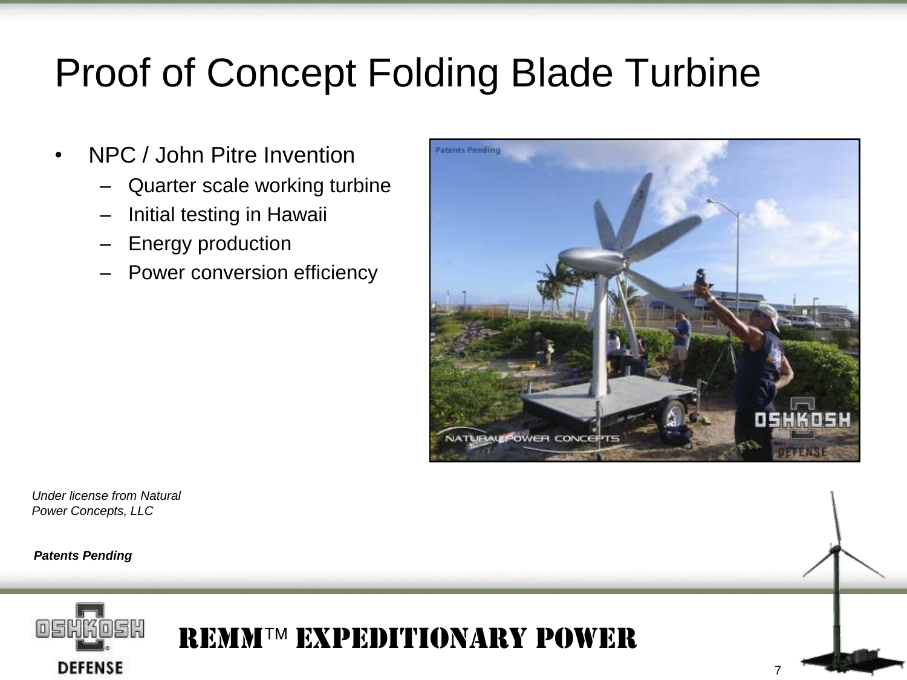# Proof of Concept Folding Blade Turbine

- NPC / John Pitre Invention
  - Quarter scale working turbine
  - Initial testing in Hawaii
  - Energy production
  - Power conversion efficiency

*Under license from Natural Power Concepts, LLC*

***Patents Pending***

REMM™ EXPEDITIONARY POWER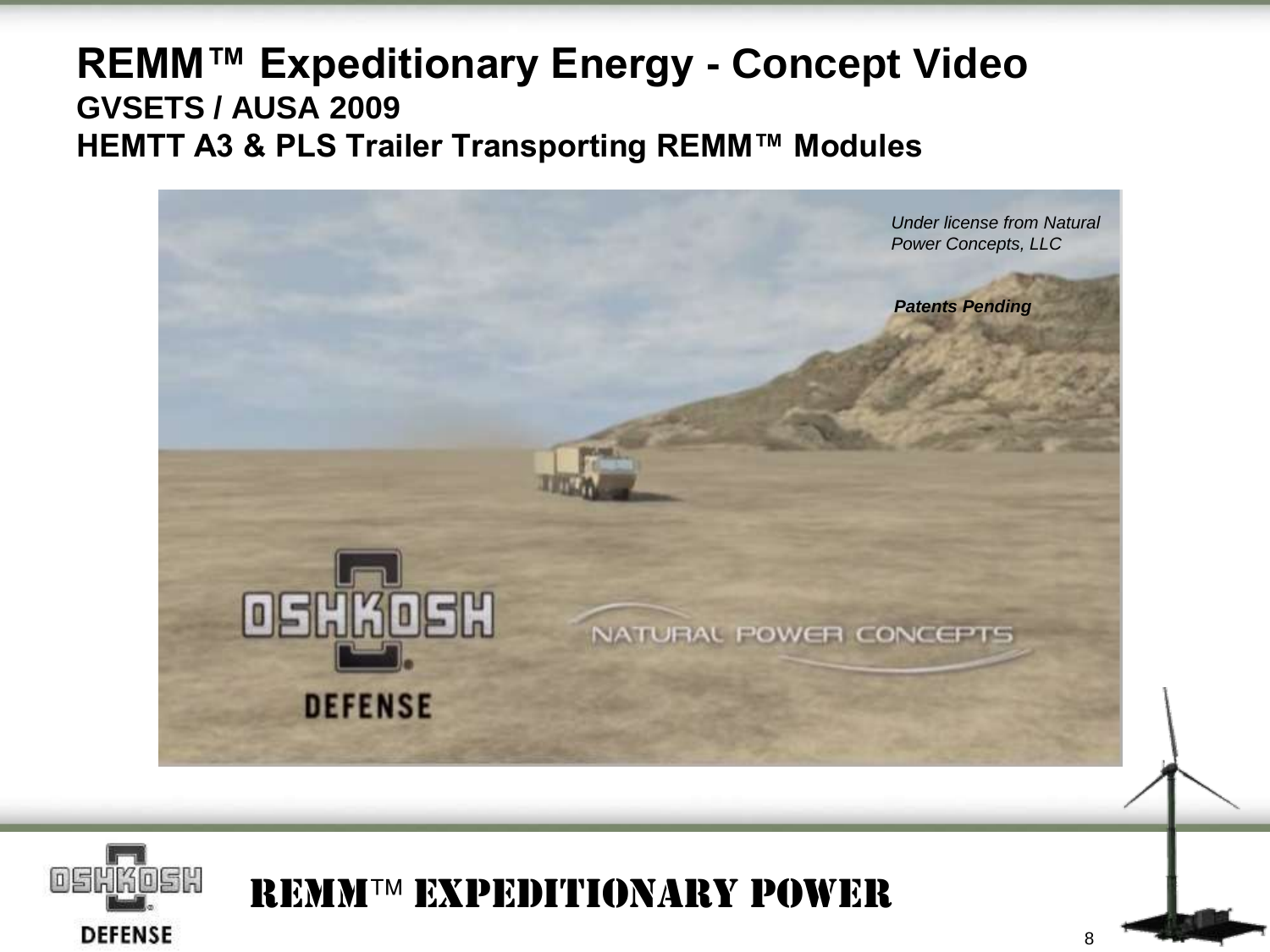# REMM™ Expeditionary Energy - Concept Video

### GVSETS / AUSA 2009

### HEMTT A3 & PLS Trailer Transporting REMM™ Modules

*Under license from Natural Power Concepts, LLC*

***Patents Pending***

OSHKOSH DEFENSE

NATURAL POWER CONCEPTS

REMM™ EXPEDITIONARY POWER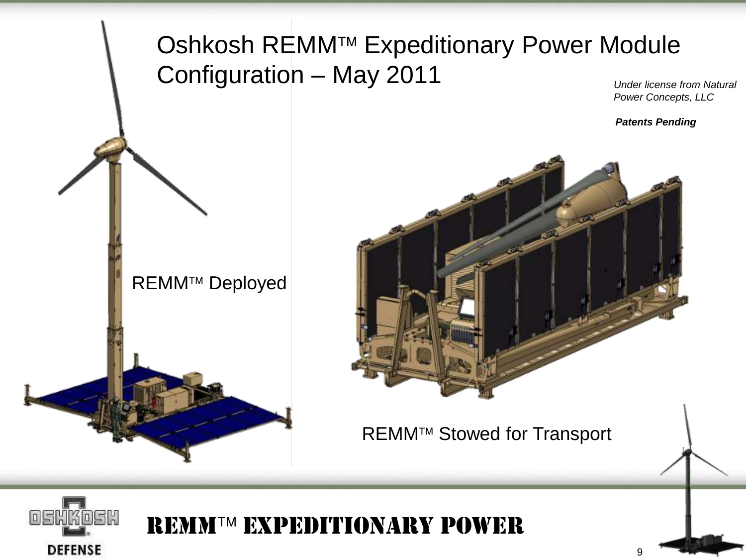# Oshkosh REMM™ Expeditionary Power Module Configuration – May 2011

*Under license from Natural Power Concepts, LLC*

***Patents Pending***

REMM™ Deployed

REMM™ Stowed for Transport

REMM™ EXPEDITIONARY POWER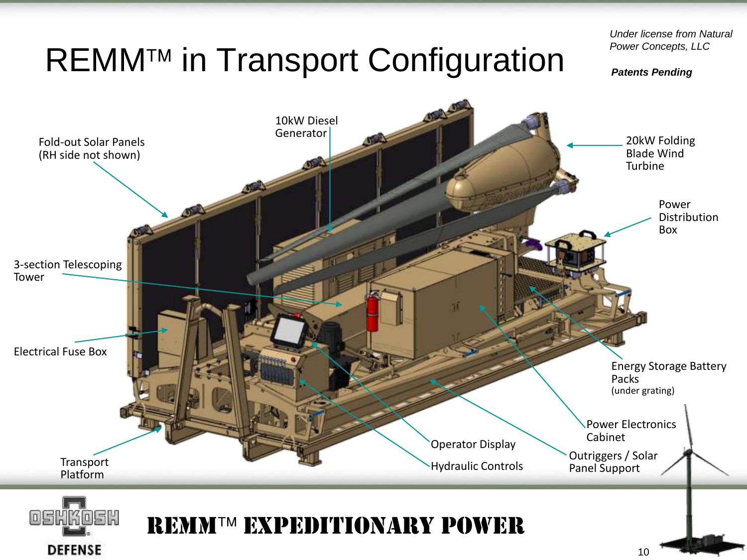# REMM™ in Transport Configuration

*Under license from Natural Power Concepts, LLC*

***Patents Pending***

- Fold-out Solar Panels (RH side not shown)
- 10kW Diesel Generator
- 20kW Folding Blade Wind Turbine
- Power Distribution Box
- 3-section Telescoping Tower
- Electrical Fuse Box
- Energy Storage Battery Packs (under grating)
- Power Electronics Cabinet
- Operator Display
- Hydraulic Controls
- Outriggers / Solar Panel Support
- Transport Platform

OSHKOSH DEFENSE

**REMM™ EXPEDITIONARY POWER**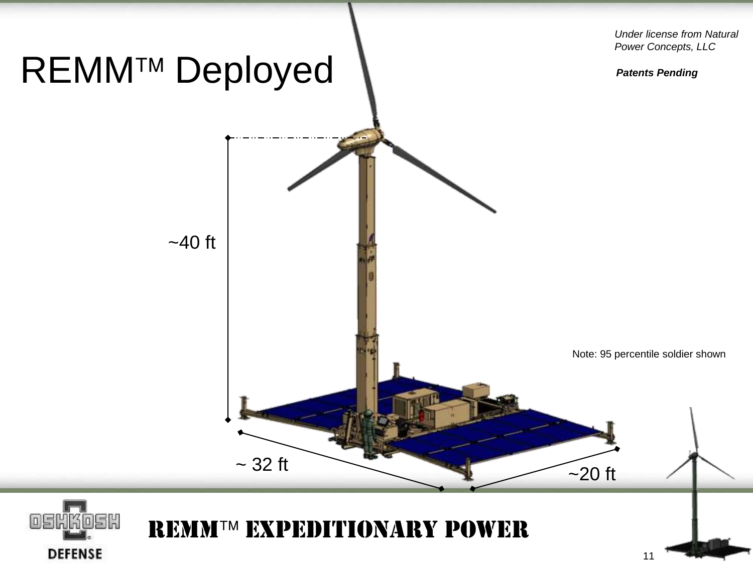# REMM™ Deployed

*Under license from Natural Power Concepts, LLC*

***Patents Pending***

~40 ft

~ 32 ft

~20 ft

Note: 95 percentile soldier shown

REMM™ EXPEDITIONARY POWER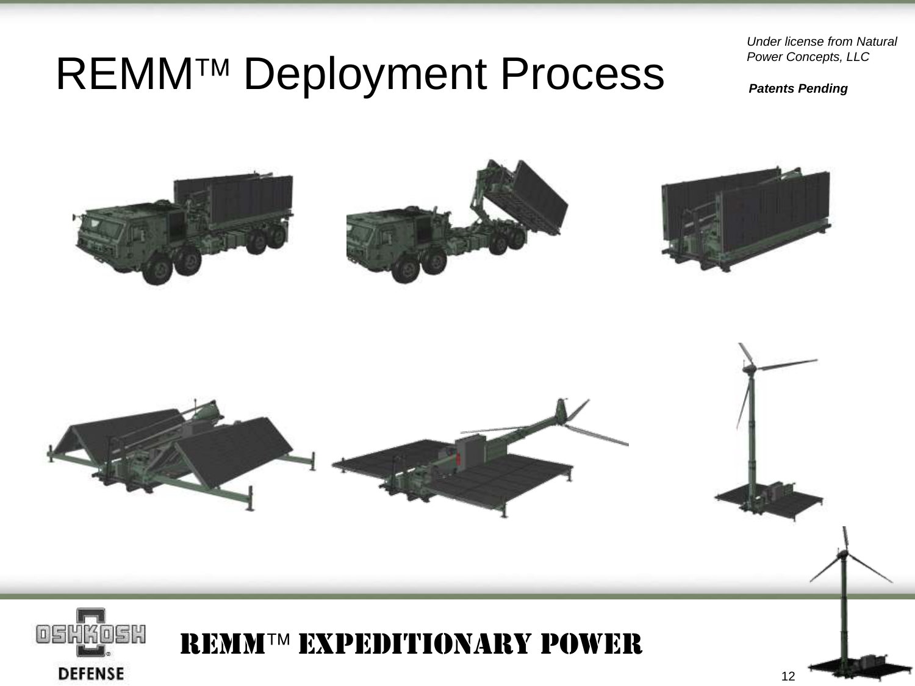# REMM™ Deployment Process

*Under license from Natural Power Concepts, LLC*

***Patents Pending***

**REMM™ EXPEDITIONARY POWER**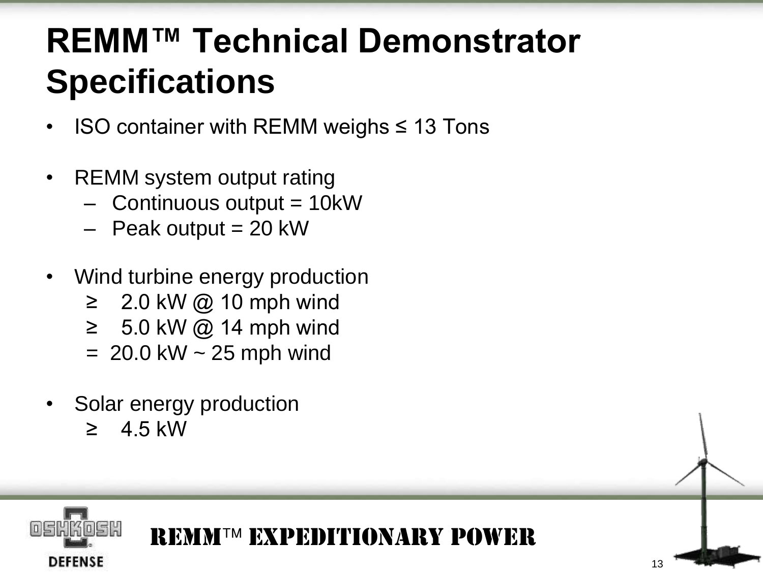# REMM™ Technical Demonstrator Specifications

- ISO container with REMM weighs ≤ 13 Tons
- REMM system output rating
  - Continuous output = 10kW
  - Peak output = 20 kW
- Wind turbine energy production
  - ≥ 2.0 kW @ 10 mph wind
  - ≥ 5.0 kW @ 14 mph wind
  - = 20.0 kW ~ 25 mph wind
- Solar energy production
  - ≥ 4.5 kW

REMM™ EXPEDITIONARY POWER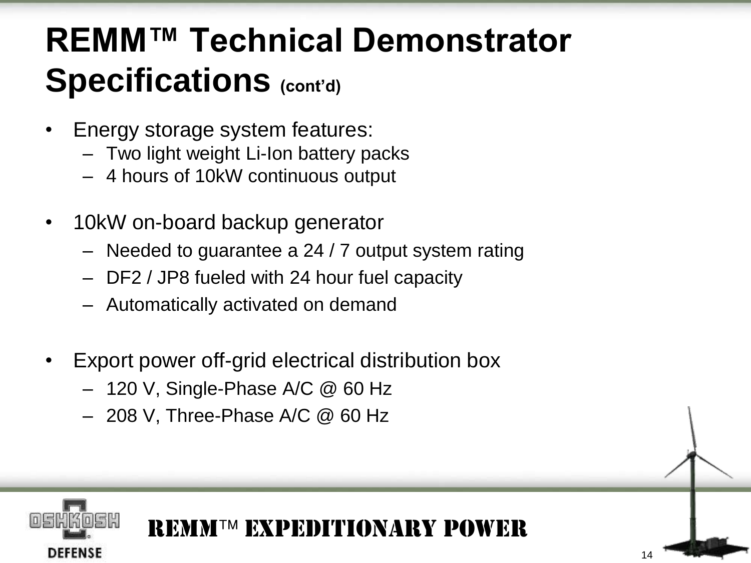# REMM™ Technical Demonstrator Specifications (cont'd)

- Energy storage system features:
  - Two light weight Li-Ion battery packs
  - 4 hours of 10kW continuous output
- 10kW on-board backup generator
  - Needed to guarantee a 24 / 7 output system rating
  - DF2 / JP8 fueled with 24 hour fuel capacity
  - Automatically activated on demand
- Export power off-grid electrical distribution box
  - 120 V, Single-Phase A/C @ 60 Hz
  - 208 V, Three-Phase A/C @ 60 Hz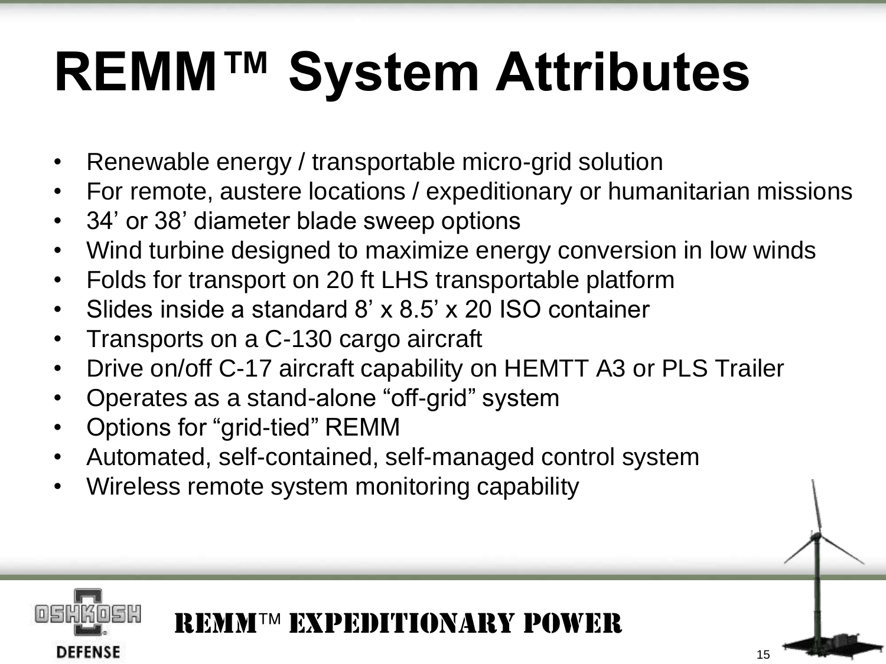# REMM™ System Attributes

- Renewable energy / transportable micro-grid solution
- For remote, austere locations / expeditionary or humanitarian missions
- 34' or 38' diameter blade sweep options
- Wind turbine designed to maximize energy conversion in low winds
- Folds for transport on 20 ft LHS transportable platform
- Slides inside a standard 8' x 8.5' x 20 ISO container
- Transports on a C-130 cargo aircraft
- Drive on/off C-17 aircraft capability on HEMTT A3 or PLS Trailer
- Operates as a stand-alone "off-grid" system
- Options for "grid-tied" REMM
- Automated, self-contained, self-managed control system
- Wireless remote system monitoring capability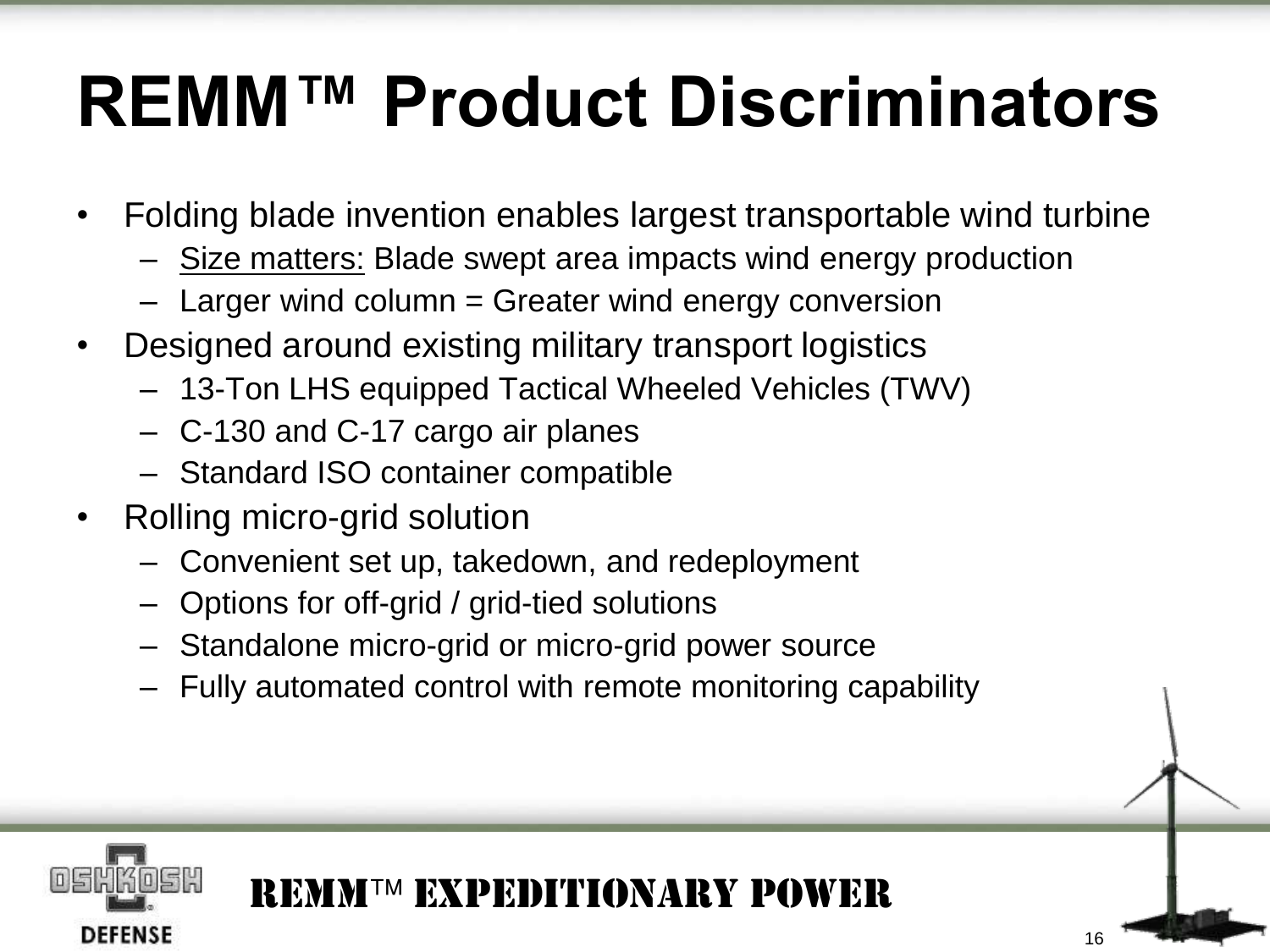# REMM™ Product Discriminators

- Folding blade invention enables largest transportable wind turbine
  - Size matters: Blade swept area impacts wind energy production
  - Larger wind column = Greater wind energy conversion
- Designed around existing military transport logistics
  - 13-Ton LHS equipped Tactical Wheeled Vehicles (TWV)
  - C-130 and C-17 cargo air planes
  - Standard ISO container compatible
- Rolling micro-grid solution
  - Convenient set up, takedown, and redeployment
  - Options for off-grid / grid-tied solutions
  - Standalone micro-grid or micro-grid power source
  - Fully automated control with remote monitoring capability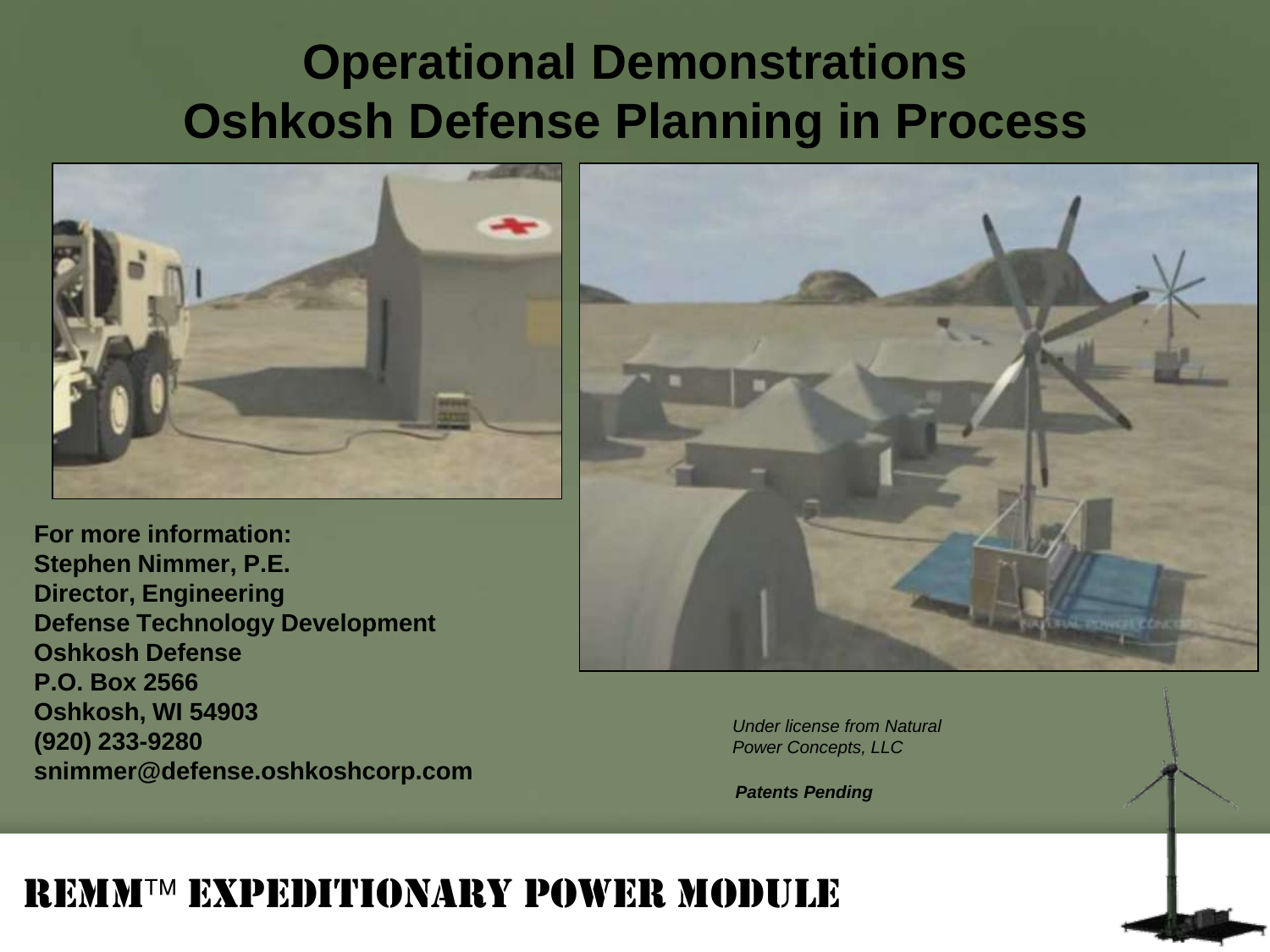# Operational Demonstrations
# Oshkosh Defense Planning in Process

**For more information:**
**Stephen Nimmer, P.E.**
**Director, Engineering**
**Defense Technology Development**
**Oshkosh Defense**
**P.O. Box 2566**
**Oshkosh, WI 54903**
**(920) 233-9280**
**snimmer@defense.oshkoshcorp.com**

*Under license from Natural Power Concepts, LLC*

***Patents Pending***

## REMM™ EXPEDITIONARY POWER MODULE